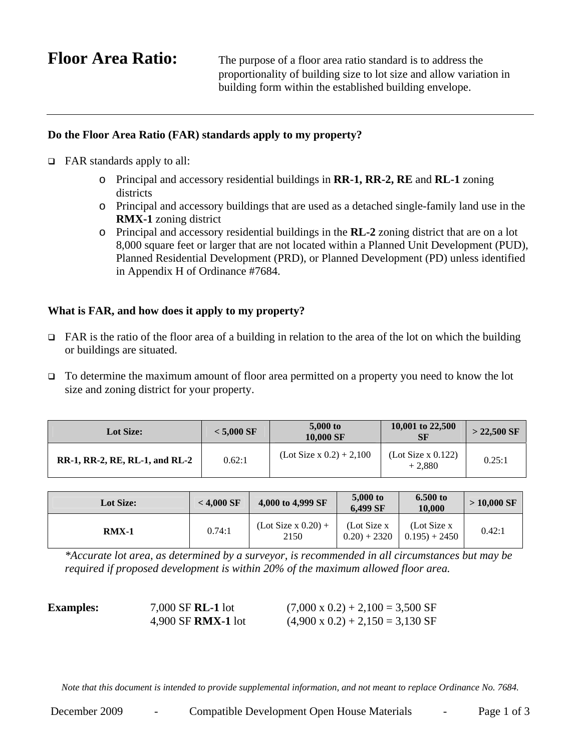# Floor Area Ratio:

The purpose of a floor area ratio standard is to address the proportionality of building size to lot size and allow variation in building form within the established building envelope.

---

**Do the Floor Area Ratio (FAR) standards apply to my property?**

- FAR standards apply to all:
  - Principal and accessory residential buildings in **RR-1, RR-2, RE** and **RL-1** zoning districts
  - Principal and accessory buildings that are used as a detached single-family land use in the **RMX-1** zoning district
  - Principal and accessory residential buildings in the **RL-2** zoning district that are on a lot 8,000 square feet or larger that are not located within a Planned Unit Development (PUD), Planned Residential Development (PRD), or Planned Development (PD) unless identified in Appendix H of Ordinance #7684.

**What is FAR, and how does it apply to my property?**

- FAR is the ratio of the floor area of a building in relation to the area of the lot on which the building or buildings are situated.

- To determine the maximum amount of floor area permitted on a property you need to know the lot size and zoning district for your property.

| Lot Size: | < 5,000 SF | 5,000 to 10,000 SF | 10,001 to 22,500 SF | > 22,500 SF |
|---|---|---|---|---|
| **RR-1, RR-2, RE, RL-1, and RL-2** | 0.62:1 | (Lot Size x 0.2) + 2,100 | (Lot Size x 0.122) + 2,880 | 0.25:1 |

| Lot Size: | < 4,000 SF | 4,000 to 4,999 SF | 5,000 to 6,499 SF | 6.500 to 10,000 | > 10,000 SF |
|---|---|---|---|---|---|
| **RMX-1** | 0.74:1 | (Lot Size x 0.20) + 2150 | (Lot Size x 0.20) + 2320 | (Lot Size x 0.195) + 2450 | 0.42:1 |

*\*Accurate lot area, as determined by a surveyor, is recommended in all circumstances but may be required if proposed development is within 20% of the maximum allowed floor area.*

**Examples:**

| | |
|---|---|
| 7,000 SF **RL-1** lot | (7,000 x 0.2) + 2,100 = 3,500 SF |
| 4,900 SF **RMX-1** lot | (4,900 x 0.2) + 2,150 = 3,130 SF |

*Note that this document is intended to provide supplemental information, and not meant to replace Ordinance No. 7684.*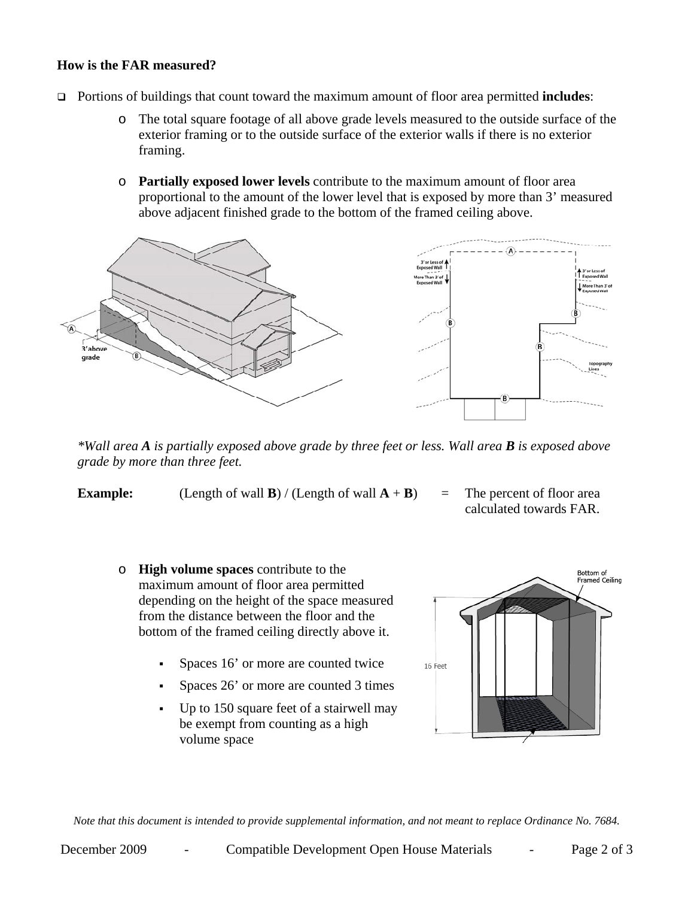**How is the FAR measured?**

- Portions of buildings that count toward the maximum amount of floor area permitted **includes**:
  - The total square footage of all above grade levels measured to the outside surface of the exterior framing or to the outside surface of the exterior walls if there is no exterior framing.
  - **Partially exposed lower levels** contribute to the maximum amount of floor area proportional to the amount of the lower level that is exposed by more than 3' measured above adjacent finished grade to the bottom of the framed ceiling above.

*\*Wall area **A** is partially exposed above grade by three feet or less. Wall area **B** is exposed above grade by more than three feet.*

**Example:** (Length of wall **B**) / (Length of wall **A** + **B**) = The percent of floor area calculated towards FAR.

  - **High volume spaces** contribute to the maximum amount of floor area permitted depending on the height of the space measured from the distance between the floor and the bottom of the framed ceiling directly above it.
    - Spaces 16' or more are counted twice
    - Spaces 26' or more are counted 3 times
    - Up to 150 square feet of a stairwell may be exempt from counting as a high volume space

*Note that this document is intended to provide supplemental information, and not meant to replace Ordinance No. 7684.*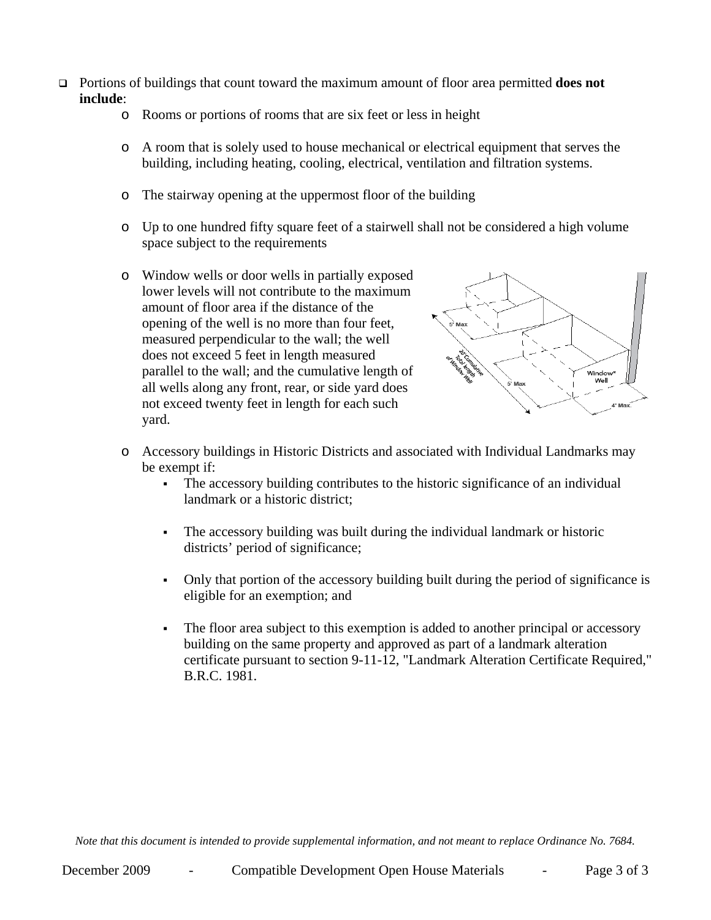- Portions of buildings that count toward the maximum amount of floor area permitted **does not include**:
  - Rooms or portions of rooms that are six feet or less in height
  - A room that is solely used to house mechanical or electrical equipment that serves the building, including heating, cooling, electrical, ventilation and filtration systems.
  - The stairway opening at the uppermost floor of the building
  - Up to one hundred fifty square feet of a stairwell shall not be considered a high volume space subject to the requirements
  - Window wells or door wells in partially exposed lower levels will not contribute to the maximum amount of floor area if the distance of the opening of the well is no more than four feet, measured perpendicular to the wall; the well does not exceed 5 feet in length measured parallel to the wall; and the cumulative length of all wells along any front, rear, or side yard does not exceed twenty feet in length for each such yard.

    5' Max
    20' Cumulative Total length of Window Well
    5' Max
    Window Well
    4' Max.

  - Accessory buildings in Historic Districts and associated with Individual Landmarks may be exempt if:
    - The accessory building contributes to the historic significance of an individual landmark or a historic district;
    - The accessory building was built during the individual landmark or historic districts' period of significance;
    - Only that portion of the accessory building built during the period of significance is eligible for an exemption; and
    - The floor area subject to this exemption is added to another principal or accessory building on the same property and approved as part of a landmark alteration certificate pursuant to section 9-11-12, "Landmark Alteration Certificate Required," B.R.C. 1981.

*Note that this document is intended to provide supplemental information, and not meant to replace Ordinance No. 7684.*